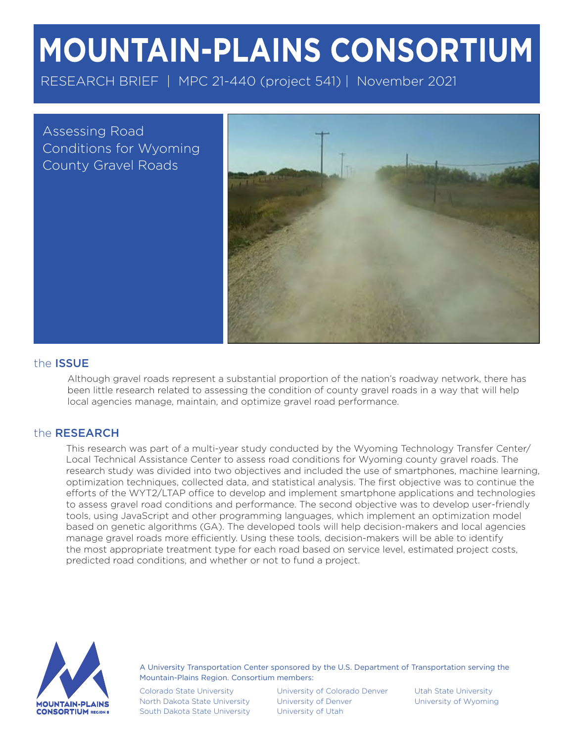# MOUNTAIN-PLAINS CONSORTIUM

RESEARCH BRIEF | MPC 21-440 (project 541) | November 2021

## Assessing Road Conditions for Wyoming County Gravel Roads

## the ISSUE

Although gravel roads represent a substantial proportion of the nation's roadway network, there has been little research related to assessing the condition of county gravel roads in a way that will help local agencies manage, maintain, and optimize gravel road performance.

## the RESEARCH

This research was part of a multi-year study conducted by the Wyoming Technology Transfer Center/ Local Technical Assistance Center to assess road conditions for Wyoming county gravel roads. The research study was divided into two objectives and included the use of smartphones, machine learning, optimization techniques, collected data, and statistical analysis. The first objective was to continue the efforts of the WYT2/LTAP office to develop and implement smartphone applications and technologies to assess gravel road conditions and performance. The second objective was to develop user-friendly tools, using JavaScript and other programming languages, which implement an optimization model based on genetic algorithms (GA). The developed tools will help decision-makers and local agencies manage gravel roads more efficiently. Using these tools, decision-makers will be able to identify the most appropriate treatment type for each road based on service level, estimated project costs, predicted road conditions, and whether or not to fund a project.

A University Transportation Center sponsored by the U.S. Department of Transportation serving the Mountain-Plains Region. Consortium members:

Colorado State University
North Dakota State University
South Dakota State University
University of Colorado Denver
University of Denver
University of Utah
Utah State University
University of Wyoming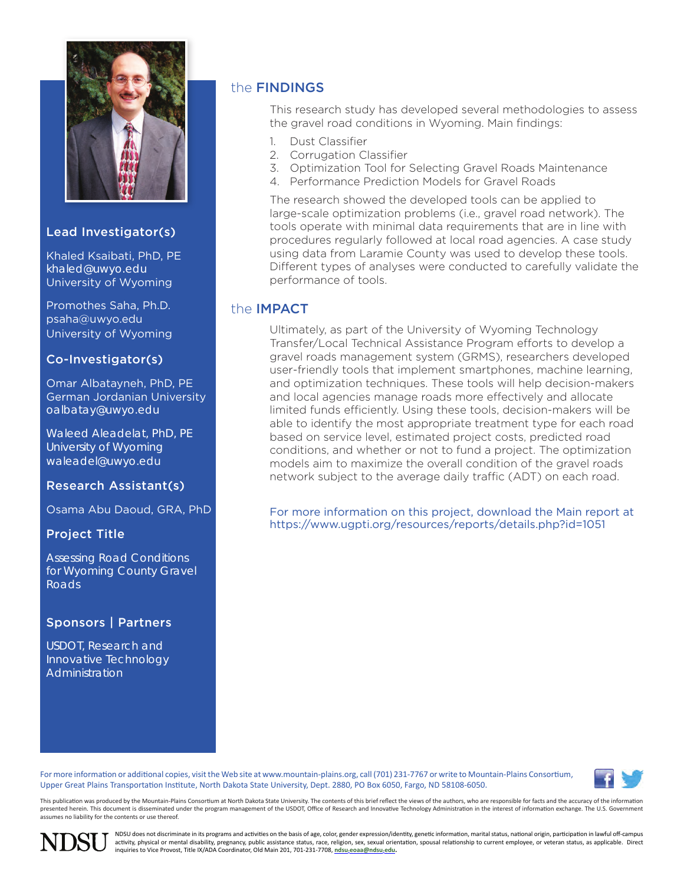### Lead Investigator(s)

Khaled Ksaibati, PhD, PE
khaled@uwyo.edu
University of Wyoming

Promothes Saha, Ph.D.
psaha@uwyo.edu
University of Wyoming

### Co-Investigator(s)

Omar Albatayneh, PhD, PE
German Jordanian University
oalbatay@uwyo.edu

Waleed Aleadelat, PhD, PE
University of Wyoming
waleadel@uwyo.edu

### Research Assistant(s)

Osama Abu Daoud, GRA, PhD

### Project Title

Assessing Road Conditions for Wyoming County Gravel Roads

### Sponsors | Partners

USDOT, Research and Innovative Technology Administration

## the FINDINGS

This research study has developed several methodologies to assess the gravel road conditions in Wyoming. Main findings:

1. Dust Classifier
2. Corrugation Classifier
3. Optimization Tool for Selecting Gravel Roads Maintenance
4. Performance Prediction Models for Gravel Roads

The research showed the developed tools can be applied to large-scale optimization problems (i.e., gravel road network). The tools operate with minimal data requirements that are in line with procedures regularly followed at local road agencies. A case study using data from Laramie County was used to develop these tools. Different types of analyses were conducted to carefully validate the performance of tools.

## the IMPACT

Ultimately, as part of the University of Wyoming Technology Transfer/Local Technical Assistance Program efforts to develop a gravel roads management system (GRMS), researchers developed user-friendly tools that implement smartphones, machine learning, and optimization techniques. These tools will help decision-makers and local agencies manage roads more effectively and allocate limited funds efficiently. Using these tools, decision-makers will be able to identify the most appropriate treatment type for each road based on service level, estimated project costs, predicted road conditions, and whether or not to fund a project. The optimization models aim to maximize the overall condition of the gravel roads network subject to the average daily traffic (ADT) on each road.

For more information on this project, download the Main report at https://www.ugpti.org/resources/reports/details.php?id=1051

For more information or additional copies, visit the Web site at www.mountain-plains.org, call (701) 231-7767 or write to Mountain-Plains Consortium, Upper Great Plains Transportation Institute, North Dakota State University, Dept. 2880, PO Box 6050, Fargo, ND 58108-6050.

This publication was produced by the Mountain-Plains Consortium at North Dakota State University. The contents of this brief reflect the views of the authors, who are responsible for facts and the accuracy of the information presented herein. This document is disseminated under the program management of the USDOT, Office of Research and Innovative Technology Administration in the interest of information exchange. The U.S. Government assumes no liability for the contents or use thereof.

NDSU

NDSU does not discriminate in its programs and activities on the basis of age, color, gender expression/identity, genetic information, marital status, national origin, participation in lawful off-campus activity, physical or mental disability, pregnancy, public assistance status, race, religion, sex, sexual orientation, spousal relationship to current employee, or veteran status, as applicable. Direct inquiries to Vice Provost, Title IX/ADA Coordinator, Old Main 201, 701-231-7708, ndsu.eoaa@ndsu.edu.